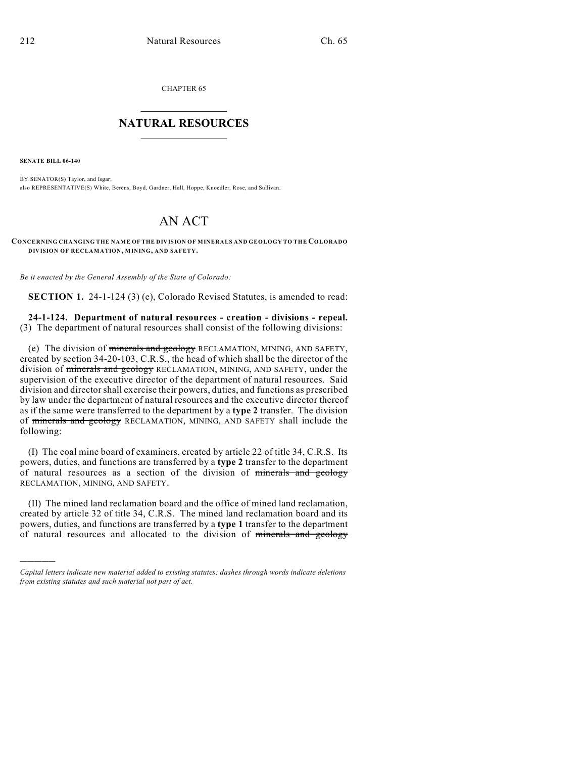CHAPTER 65

# NATURAL RESOURCES

**SENATE BILL 06-140**

BY SENATOR(S) Taylor, and Isgar;
also REPRESENTATIVE(S) White, Berens, Boyd, Gardner, Hall, Hoppe, Knoedler, Rose, and Sullivan.

# AN ACT

**CONCERNING CHANGING THE NAME OF THE DIVISION OF MINERALS AND GEOLOGY TO THE COLORADO DIVISION OF RECLAMATION, MINING, AND SAFETY.**

*Be it enacted by the General Assembly of the State of Colorado:*

**SECTION 1.** 24-1-124 (3) (e), Colorado Revised Statutes, is amended to read:

**24-1-124. Department of natural resources - creation - divisions - repeal.** (3) The department of natural resources shall consist of the following divisions:

(e) The division of ~~minerals and geology~~ RECLAMATION, MINING, AND SAFETY, created by section 34-20-103, C.R.S., the head of which shall be the director of the division of ~~minerals and geology~~ RECLAMATION, MINING, AND SAFETY, under the supervision of the executive director of the department of natural resources. Said division and director shall exercise their powers, duties, and functions as prescribed by law under the department of natural resources and the executive director thereof as if the same were transferred to the department by a **type 2** transfer. The division of ~~minerals and geology~~ RECLAMATION, MINING, AND SAFETY shall include the following:

(I) The coal mine board of examiners, created by article 22 of title 34, C.R.S. Its powers, duties, and functions are transferred by a **type 2** transfer to the department of natural resources as a section of the division of ~~minerals and geology~~ RECLAMATION, MINING, AND SAFETY.

(II) The mined land reclamation board and the office of mined land reclamation, created by article 32 of title 34, C.R.S. The mined land reclamation board and its powers, duties, and functions are transferred by a **type 1** transfer to the department of natural resources and allocated to the division of ~~minerals and geology~~

---

*Capital letters indicate new material added to existing statutes; dashes through words indicate deletions from existing statutes and such material not part of act.*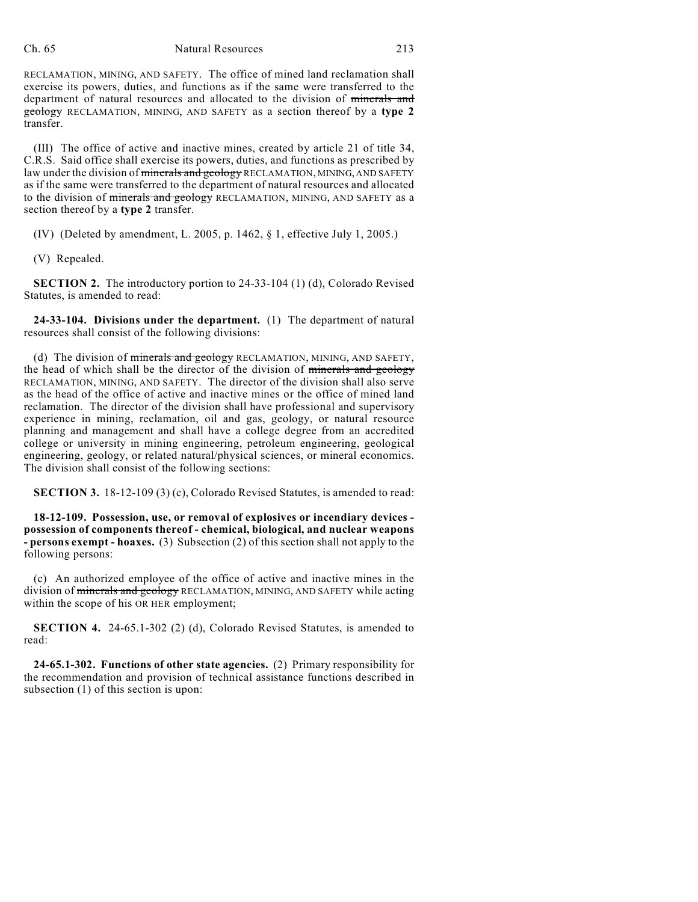RECLAMATION, MINING, AND SAFETY. The office of mined land reclamation shall exercise its powers, duties, and functions as if the same were transferred to the department of natural resources and allocated to the division of ~~minerals and geology~~ RECLAMATION, MINING, AND SAFETY as a section thereof by a **type 2** transfer.

(III) The office of active and inactive mines, created by article 21 of title 34, C.R.S. Said office shall exercise its powers, duties, and functions as prescribed by law under the division of ~~minerals and geology~~ RECLAMATION, MINING, AND SAFETY as if the same were transferred to the department of natural resources and allocated to the division of ~~minerals and geology~~ RECLAMATION, MINING, AND SAFETY as a section thereof by a **type 2** transfer.

(IV) (Deleted by amendment, L. 2005, p. 1462, § 1, effective July 1, 2005.)

(V) Repealed.

**SECTION 2.** The introductory portion to 24-33-104 (1) (d), Colorado Revised Statutes, is amended to read:

**24-33-104. Divisions under the department.** (1) The department of natural resources shall consist of the following divisions:

(d) The division of ~~minerals and geology~~ RECLAMATION, MINING, AND SAFETY, the head of which shall be the director of the division of ~~minerals and geology~~ RECLAMATION, MINING, AND SAFETY. The director of the division shall also serve as the head of the office of active and inactive mines or the office of mined land reclamation. The director of the division shall have professional and supervisory experience in mining, reclamation, oil and gas, geology, or natural resource planning and management and shall have a college degree from an accredited college or university in mining engineering, petroleum engineering, geological engineering, geology, or related natural/physical sciences, or mineral economics. The division shall consist of the following sections:

**SECTION 3.** 18-12-109 (3) (c), Colorado Revised Statutes, is amended to read:

**18-12-109. Possession, use, or removal of explosives or incendiary devices - possession of components thereof - chemical, biological, and nuclear weapons - persons exempt - hoaxes.** (3) Subsection (2) of this section shall not apply to the following persons:

(c) An authorized employee of the office of active and inactive mines in the division of ~~minerals and geology~~ RECLAMATION, MINING, AND SAFETY while acting within the scope of his OR HER employment;

**SECTION 4.** 24-65.1-302 (2) (d), Colorado Revised Statutes, is amended to read:

**24-65.1-302. Functions of other state agencies.** (2) Primary responsibility for the recommendation and provision of technical assistance functions described in subsection (1) of this section is upon: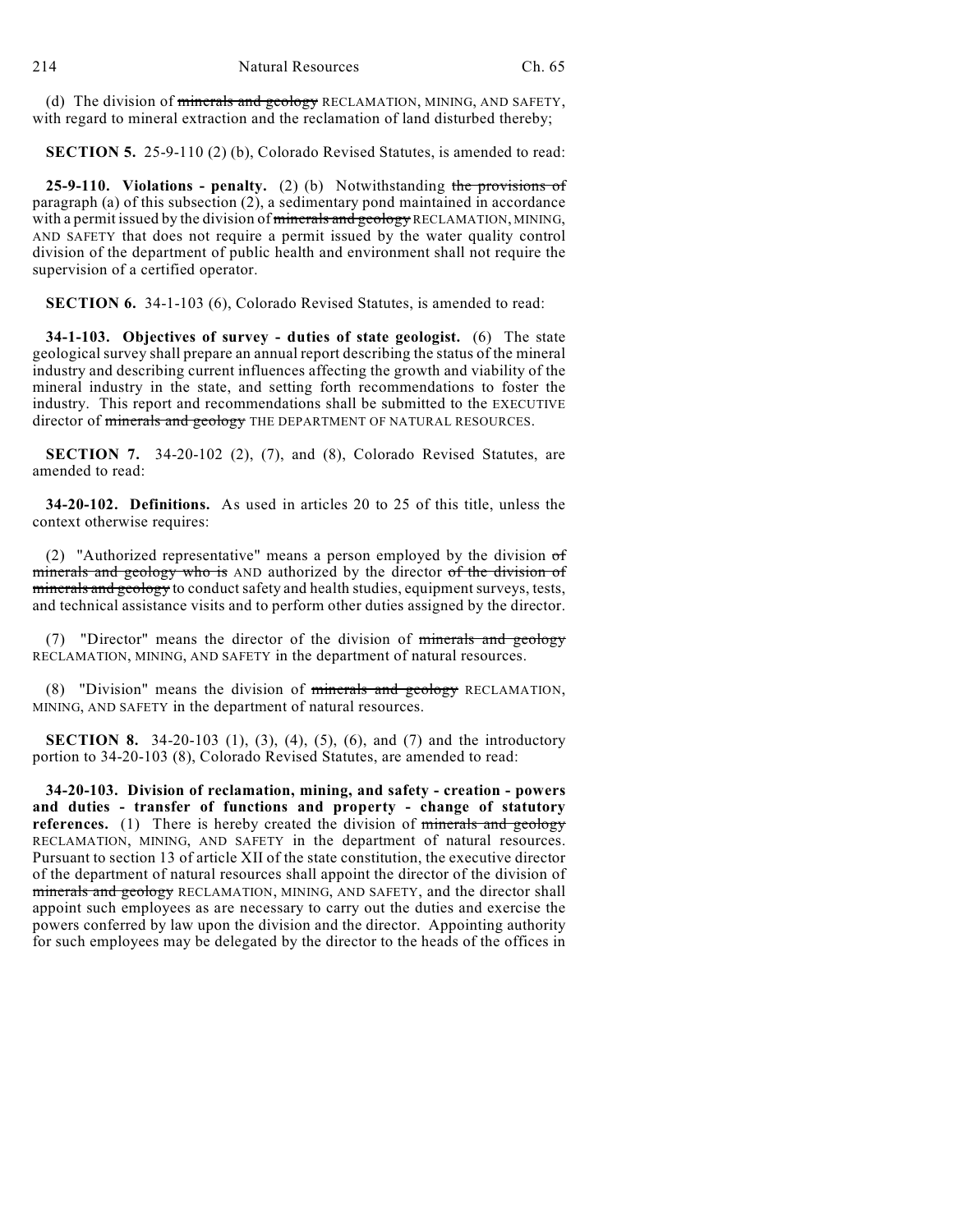(d) The division of ~~minerals and geology~~ RECLAMATION, MINING, AND SAFETY, with regard to mineral extraction and the reclamation of land disturbed thereby;

**SECTION 5.** 25-9-110 (2) (b), Colorado Revised Statutes, is amended to read:

**25-9-110. Violations - penalty.** (2) (b) Notwithstanding ~~the provisions of~~ paragraph (a) of this subsection (2), a sedimentary pond maintained in accordance with a permit issued by the division of ~~minerals and geology~~ RECLAMATION, MINING, AND SAFETY that does not require a permit issued by the water quality control division of the department of public health and environment shall not require the supervision of a certified operator.

**SECTION 6.** 34-1-103 (6), Colorado Revised Statutes, is amended to read:

**34-1-103. Objectives of survey - duties of state geologist.** (6) The state geological survey shall prepare an annual report describing the status of the mineral industry and describing current influences affecting the growth and viability of the mineral industry in the state, and setting forth recommendations to foster the industry. This report and recommendations shall be submitted to the EXECUTIVE director of ~~minerals and geology~~ THE DEPARTMENT OF NATURAL RESOURCES.

**SECTION 7.** 34-20-102 (2), (7), and (8), Colorado Revised Statutes, are amended to read:

**34-20-102. Definitions.** As used in articles 20 to 25 of this title, unless the context otherwise requires:

(2) "Authorized representative" means a person employed by the division ~~of minerals and geology who is~~ AND authorized by the director ~~of the division of minerals and geology~~ to conduct safety and health studies, equipment surveys, tests, and technical assistance visits and to perform other duties assigned by the director.

(7) "Director" means the director of the division of ~~minerals and geology~~ RECLAMATION, MINING, AND SAFETY in the department of natural resources.

(8) "Division" means the division of ~~minerals and geology~~ RECLAMATION, MINING, AND SAFETY in the department of natural resources.

**SECTION 8.** 34-20-103 (1), (3), (4), (5), (6), and (7) and the introductory portion to 34-20-103 (8), Colorado Revised Statutes, are amended to read:

**34-20-103. Division of reclamation, mining, and safety - creation - powers and duties - transfer of functions and property - change of statutory references.** (1) There is hereby created the division of ~~minerals and geology~~ RECLAMATION, MINING, AND SAFETY in the department of natural resources. Pursuant to section 13 of article XII of the state constitution, the executive director of the department of natural resources shall appoint the director of the division of ~~minerals and geology~~ RECLAMATION, MINING, AND SAFETY, and the director shall appoint such employees as are necessary to carry out the duties and exercise the powers conferred by law upon the division and the director. Appointing authority for such employees may be delegated by the director to the heads of the offices in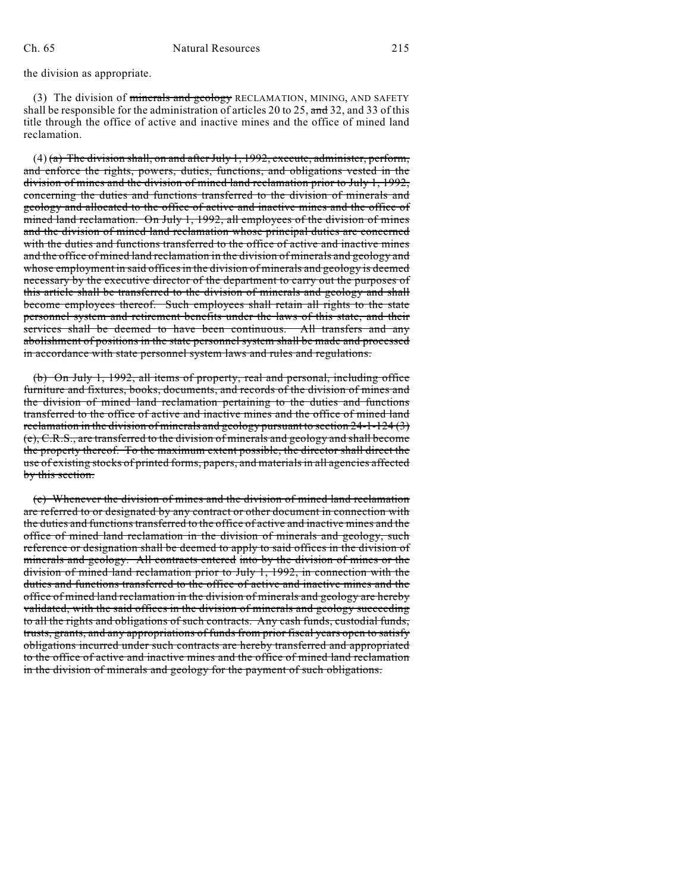the division as appropriate.

(3) The division of ~~minerals and geology~~ RECLAMATION, MINING, AND SAFETY shall be responsible for the administration of articles 20 to 25, ~~and~~ 32, and 33 of this title through the office of active and inactive mines and the office of mined land reclamation.

(4) ~~(a) The division shall, on and after July 1, 1992, execute, administer, perform, and enforce the rights, powers, duties, functions, and obligations vested in the division of mines and the division of mined land reclamation prior to July 1, 1992, concerning the duties and functions transferred to the division of minerals and geology and allocated to the office of active and inactive mines and the office of mined land reclamation. On July 1, 1992, all employees of the division of mines and the division of mined land reclamation whose principal duties are concerned with the duties and functions transferred to the office of active and inactive mines and the office of mined land reclamation in the division of minerals and geology and whose employment in said offices in the division of minerals and geology is deemed necessary by the executive director of the department to carry out the purposes of this article shall be transferred to the division of minerals and geology and shall become employees thereof. Such employees shall retain all rights to the state personnel system and retirement benefits under the laws of this state, and their services shall be deemed to have been continuous. All transfers and any abolishment of positions in the state personnel system shall be made and processed in accordance with state personnel system laws and rules and regulations.~~

~~(b) On July 1, 1992, all items of property, real and personal, including office furniture and fixtures, books, documents, and records of the division of mines and the division of mined land reclamation pertaining to the duties and functions transferred to the office of active and inactive mines and the office of mined land reclamation in the division of minerals and geology pursuant to section 24-1-124 (3) (e), C.R.S., are transferred to the division of minerals and geology and shall become the property thereof. To the maximum extent possible, the director shall direct the use of existing stocks of printed forms, papers, and materials in all agencies affected by this section.~~

~~(c) Whenever the division of mines and the division of mined land reclamation are referred to or designated by any contract or other document in connection with the duties and functions transferred to the office of active and inactive mines and the office of mined land reclamation in the division of minerals and geology, such reference or designation shall be deemed to apply to said offices in the division of minerals and geology. All contracts entered into by the division of mines or the division of mined land reclamation prior to July 1, 1992, in connection with the duties and functions transferred to the office of active and inactive mines and the office of mined land reclamation in the division of minerals and geology are hereby validated, with the said offices in the division of minerals and geology succeeding to all the rights and obligations of such contracts. Any cash funds, custodial funds, trusts, grants, and any appropriations of funds from prior fiscal years open to satisfy obligations incurred under such contracts are hereby transferred and appropriated to the office of active and inactive mines and the office of mined land reclamation in the division of minerals and geology for the payment of such obligations.~~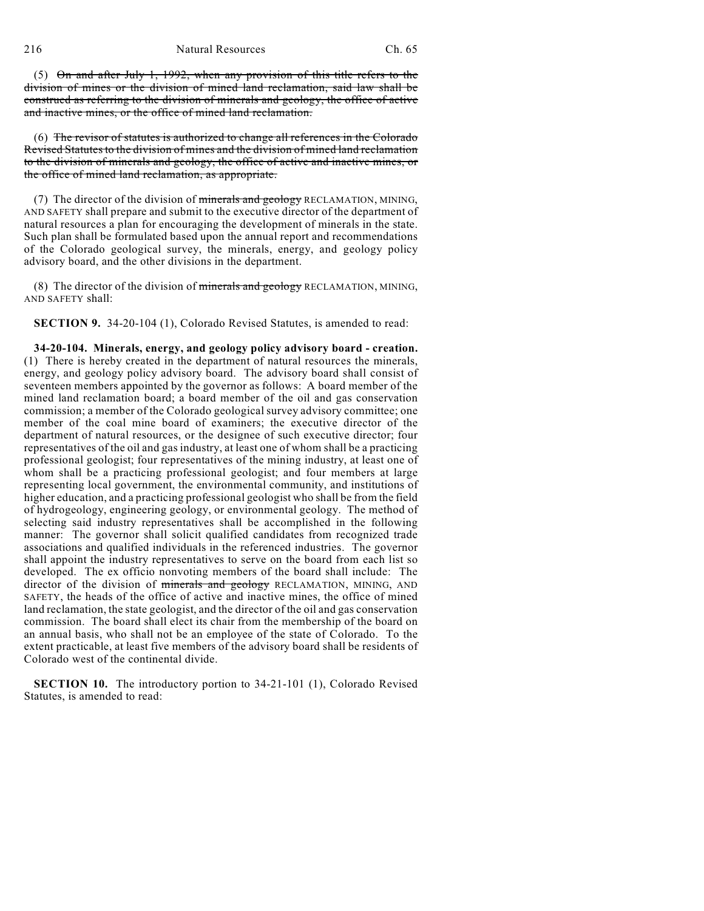(5) ~~On and after July 1, 1992, when any provision of this title refers to the division of mines or the division of mined land reclamation, said law shall be construed as referring to the division of minerals and geology, the office of active and inactive mines, or the office of mined land reclamation.~~

(6) ~~The revisor of statutes is authorized to change all references in the Colorado Revised Statutes to the division of mines and the division of mined land reclamation to the division of minerals and geology, the office of active and inactive mines, or the office of mined land reclamation, as appropriate.~~

(7) The director of the division of ~~minerals and geology~~ RECLAMATION, MINING, AND SAFETY shall prepare and submit to the executive director of the department of natural resources a plan for encouraging the development of minerals in the state. Such plan shall be formulated based upon the annual report and recommendations of the Colorado geological survey, the minerals, energy, and geology policy advisory board, and the other divisions in the department.

(8) The director of the division of ~~minerals and geology~~ RECLAMATION, MINING, AND SAFETY shall:

**SECTION 9.** 34-20-104 (1), Colorado Revised Statutes, is amended to read:

**34-20-104. Minerals, energy, and geology policy advisory board - creation.** (1) There is hereby created in the department of natural resources the minerals, energy, and geology policy advisory board. The advisory board shall consist of seventeen members appointed by the governor as follows: A board member of the mined land reclamation board; a board member of the oil and gas conservation commission; a member of the Colorado geological survey advisory committee; one member of the coal mine board of examiners; the executive director of the department of natural resources, or the designee of such executive director; four representatives of the oil and gas industry, at least one of whom shall be a practicing professional geologist; four representatives of the mining industry, at least one of whom shall be a practicing professional geologist; and four members at large representing local government, the environmental community, and institutions of higher education, and a practicing professional geologist who shall be from the field of hydrogeology, engineering geology, or environmental geology. The method of selecting said industry representatives shall be accomplished in the following manner: The governor shall solicit qualified candidates from recognized trade associations and qualified individuals in the referenced industries. The governor shall appoint the industry representatives to serve on the board from each list so developed. The ex officio nonvoting members of the board shall include: The director of the division of ~~minerals and geology~~ RECLAMATION, MINING, AND SAFETY, the heads of the office of active and inactive mines, the office of mined land reclamation, the state geologist, and the director of the oil and gas conservation commission. The board shall elect its chair from the membership of the board on an annual basis, who shall not be an employee of the state of Colorado. To the extent practicable, at least five members of the advisory board shall be residents of Colorado west of the continental divide.

**SECTION 10.** The introductory portion to 34-21-101 (1), Colorado Revised Statutes, is amended to read: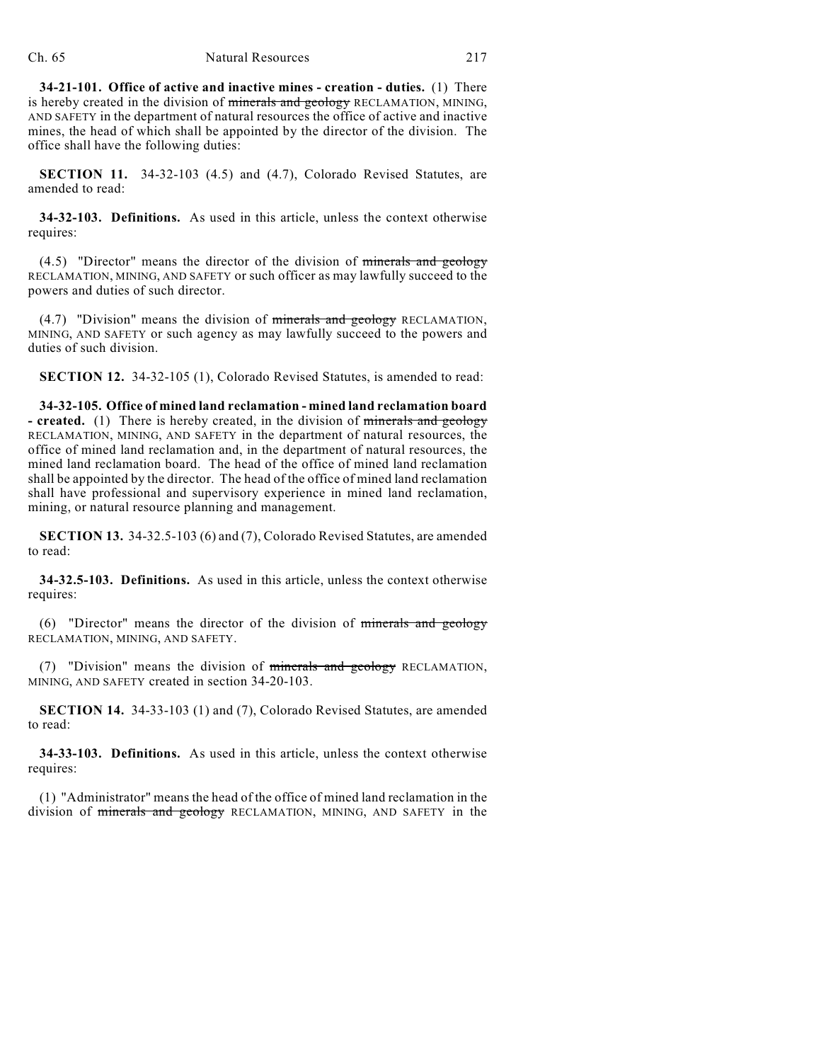**34-21-101. Office of active and inactive mines - creation - duties.** (1) There is hereby created in the division of ~~minerals and geology~~ RECLAMATION, MINING, AND SAFETY in the department of natural resources the office of active and inactive mines, the head of which shall be appointed by the director of the division. The office shall have the following duties:

**SECTION 11.** 34-32-103 (4.5) and (4.7), Colorado Revised Statutes, are amended to read:

**34-32-103. Definitions.** As used in this article, unless the context otherwise requires:

(4.5) "Director" means the director of the division of ~~minerals and geology~~ RECLAMATION, MINING, AND SAFETY or such officer as may lawfully succeed to the powers and duties of such director.

(4.7) "Division" means the division of ~~minerals and geology~~ RECLAMATION, MINING, AND SAFETY or such agency as may lawfully succeed to the powers and duties of such division.

**SECTION 12.** 34-32-105 (1), Colorado Revised Statutes, is amended to read:

**34-32-105. Office of mined land reclamation - mined land reclamation board - created.** (1) There is hereby created, in the division of ~~minerals and geology~~ RECLAMATION, MINING, AND SAFETY in the department of natural resources, the office of mined land reclamation and, in the department of natural resources, the mined land reclamation board. The head of the office of mined land reclamation shall be appointed by the director. The head of the office of mined land reclamation shall have professional and supervisory experience in mined land reclamation, mining, or natural resource planning and management.

**SECTION 13.** 34-32.5-103 (6) and (7), Colorado Revised Statutes, are amended to read:

**34-32.5-103. Definitions.** As used in this article, unless the context otherwise requires:

(6) "Director" means the director of the division of ~~minerals and geology~~ RECLAMATION, MINING, AND SAFETY.

(7) "Division" means the division of ~~minerals and geology~~ RECLAMATION, MINING, AND SAFETY created in section 34-20-103.

**SECTION 14.** 34-33-103 (1) and (7), Colorado Revised Statutes, are amended to read:

**34-33-103. Definitions.** As used in this article, unless the context otherwise requires:

(1) "Administrator" means the head of the office of mined land reclamation in the division of ~~minerals and geology~~ RECLAMATION, MINING, AND SAFETY in the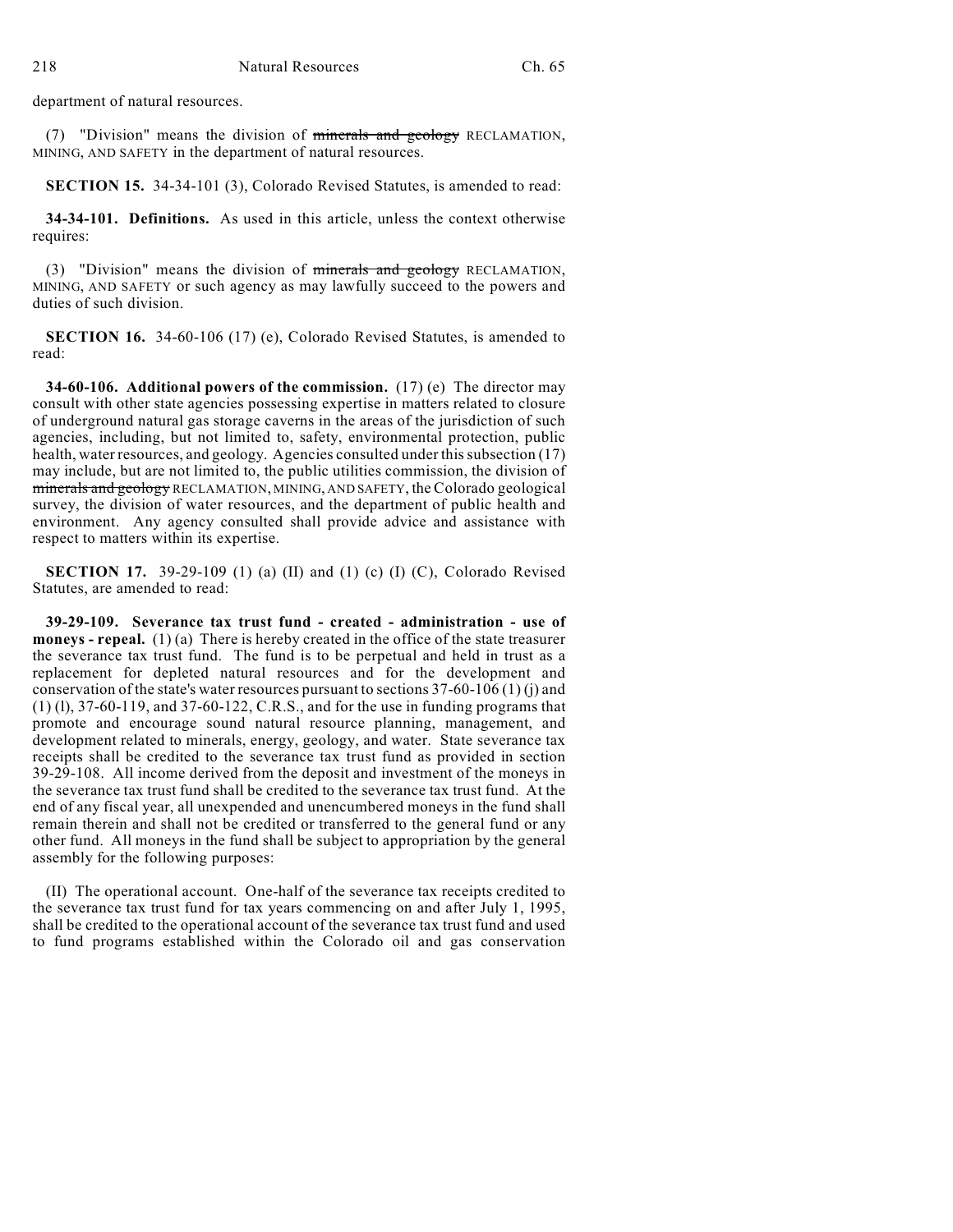department of natural resources.

(7) "Division" means the division of ~~minerals and geology~~ RECLAMATION, MINING, AND SAFETY in the department of natural resources.

**SECTION 15.** 34-34-101 (3), Colorado Revised Statutes, is amended to read:

**34-34-101. Definitions.** As used in this article, unless the context otherwise requires:

(3) "Division" means the division of ~~minerals and geology~~ RECLAMATION, MINING, AND SAFETY or such agency as may lawfully succeed to the powers and duties of such division.

**SECTION 16.** 34-60-106 (17) (e), Colorado Revised Statutes, is amended to read:

**34-60-106. Additional powers of the commission.** (17) (e) The director may consult with other state agencies possessing expertise in matters related to closure of underground natural gas storage caverns in the areas of the jurisdiction of such agencies, including, but not limited to, safety, environmental protection, public health, water resources, and geology. Agencies consulted under this subsection (17) may include, but are not limited to, the public utilities commission, the division of ~~minerals and geology~~ RECLAMATION, MINING, AND SAFETY, the Colorado geological survey, the division of water resources, and the department of public health and environment. Any agency consulted shall provide advice and assistance with respect to matters within its expertise.

**SECTION 17.** 39-29-109 (1) (a) (II) and (1) (c) (I) (C), Colorado Revised Statutes, are amended to read:

**39-29-109. Severance tax trust fund - created - administration - use of moneys - repeal.** (1) (a) There is hereby created in the office of the state treasurer the severance tax trust fund. The fund is to be perpetual and held in trust as a replacement for depleted natural resources and for the development and conservation of the state's water resources pursuant to sections 37-60-106 (1) (j) and (1) (l), 37-60-119, and 37-60-122, C.R.S., and for the use in funding programs that promote and encourage sound natural resource planning, management, and development related to minerals, energy, geology, and water. State severance tax receipts shall be credited to the severance tax trust fund as provided in section 39-29-108. All income derived from the deposit and investment of the moneys in the severance tax trust fund shall be credited to the severance tax trust fund. At the end of any fiscal year, all unexpended and unencumbered moneys in the fund shall remain therein and shall not be credited or transferred to the general fund or any other fund. All moneys in the fund shall be subject to appropriation by the general assembly for the following purposes:

(II) The operational account. One-half of the severance tax receipts credited to the severance tax trust fund for tax years commencing on and after July 1, 1995, shall be credited to the operational account of the severance tax trust fund and used to fund programs established within the Colorado oil and gas conservation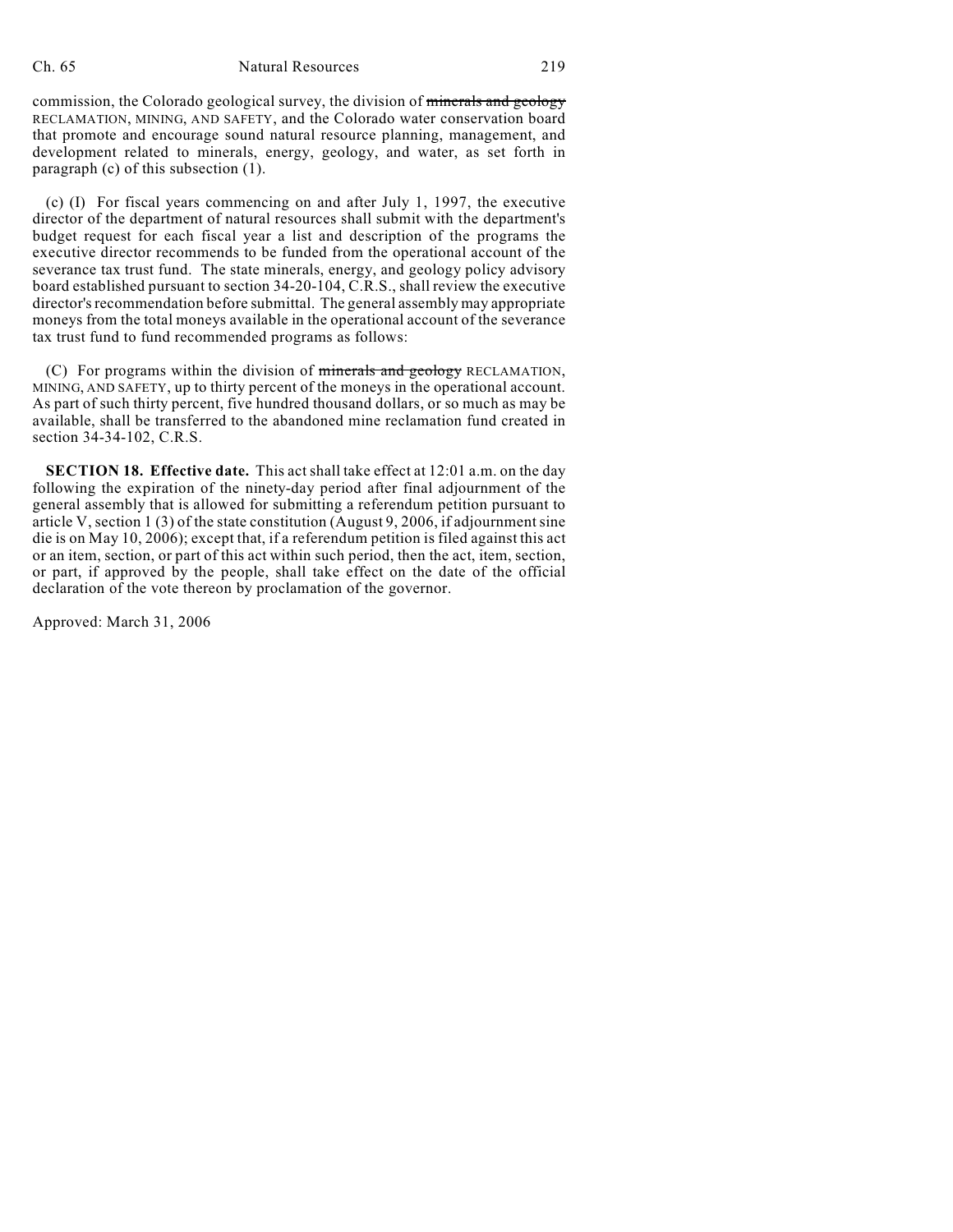commission, the Colorado geological survey, the division of ~~minerals and geology~~ RECLAMATION, MINING, AND SAFETY, and the Colorado water conservation board that promote and encourage sound natural resource planning, management, and development related to minerals, energy, geology, and water, as set forth in paragraph (c) of this subsection (1).

(c) (I) For fiscal years commencing on and after July 1, 1997, the executive director of the department of natural resources shall submit with the department's budget request for each fiscal year a list and description of the programs the executive director recommends to be funded from the operational account of the severance tax trust fund. The state minerals, energy, and geology policy advisory board established pursuant to section 34-20-104, C.R.S., shall review the executive director's recommendation before submittal. The general assembly may appropriate moneys from the total moneys available in the operational account of the severance tax trust fund to fund recommended programs as follows:

(C) For programs within the division of ~~minerals and geology~~ RECLAMATION, MINING, AND SAFETY, up to thirty percent of the moneys in the operational account. As part of such thirty percent, five hundred thousand dollars, or so much as may be available, shall be transferred to the abandoned mine reclamation fund created in section 34-34-102, C.R.S.

**SECTION 18. Effective date.** This act shall take effect at 12:01 a.m. on the day following the expiration of the ninety-day period after final adjournment of the general assembly that is allowed for submitting a referendum petition pursuant to article V, section 1 (3) of the state constitution (August 9, 2006, if adjournment sine die is on May 10, 2006); except that, if a referendum petition is filed against this act or an item, section, or part of this act within such period, then the act, item, section, or part, if approved by the people, shall take effect on the date of the official declaration of the vote thereon by proclamation of the governor.

Approved: March 31, 2006